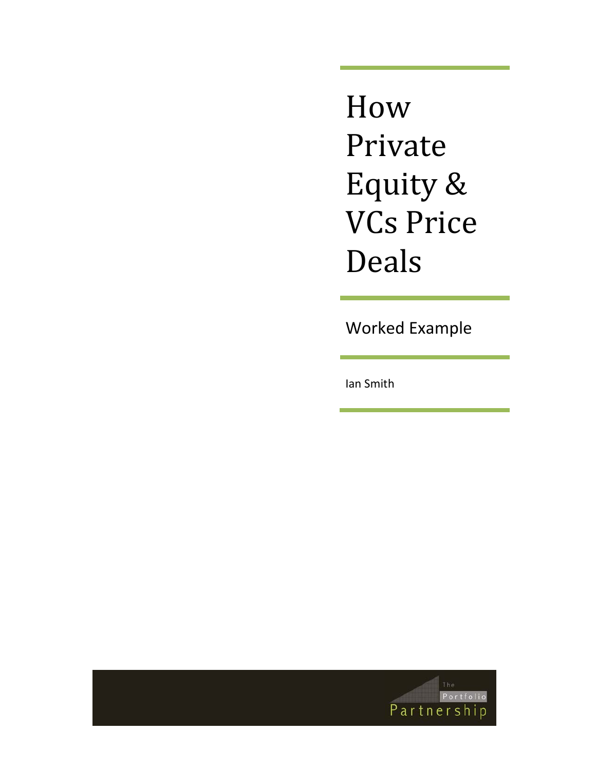# How Private Equity & VCs Price Deals

## Worked Example

Ian Smith

The Portfolio Partnership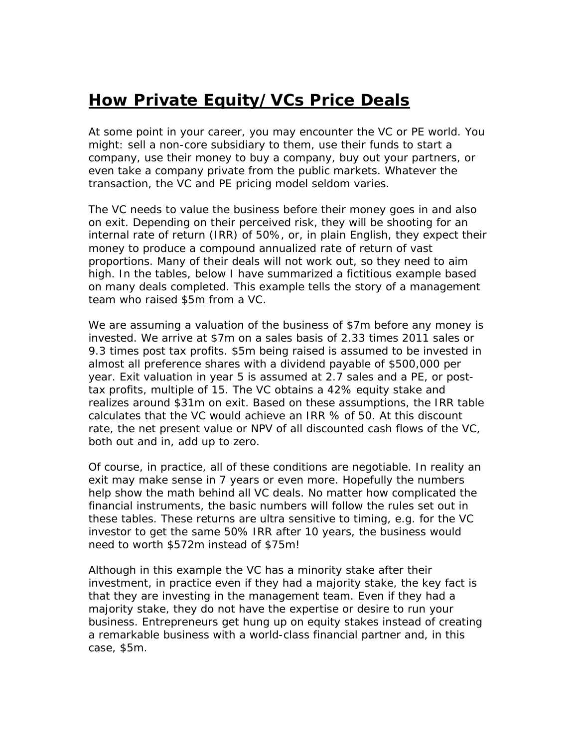# How Private Equity/VCs Price Deals

At some point in your career, you may encounter the VC or PE world. You might: sell a non-core subsidiary to them, use their funds to start a company, use their money to buy a company, buy out your partners, or even take a company private from the public markets. Whatever the transaction, the VC and PE pricing model seldom varies.

The VC needs to value the business before their money goes in and also on exit. Depending on their perceived risk, they will be shooting for an internal rate of return (IRR) of 50%, or, in plain English, they expect their money to produce a compound annualized rate of return of vast proportions. Many of their deals will not work out, so they need to aim high. In the tables, below I have summarized a fictitious example based on many deals completed. This example tells the story of a management team who raised $5m from a VC.

We are assuming a valuation of the business of $7m before any money is invested. We arrive at $7m on a sales basis of 2.33 times 2011 sales or 9.3 times post tax profits. $5m being raised is assumed to be invested in almost all preference shares with a dividend payable of $500,000 per year. Exit valuation in year 5 is assumed at 2.7 sales and a PE, or post-tax profits, multiple of 15. The VC obtains a 42% equity stake and realizes around $31m on exit. Based on these assumptions, the IRR table calculates that the VC would achieve an IRR % of 50. At this discount rate, the net present value or NPV of all discounted cash flows of the VC, both out and in, add up to zero.

Of course, in practice, all of these conditions are negotiable. In reality an exit may make sense in 7 years or even more. Hopefully the numbers help show the math behind all VC deals. No matter how complicated the financial instruments, the basic numbers will follow the rules set out in these tables. These returns are ultra sensitive to timing, e.g. for the VC investor to get the same 50% IRR after 10 years, the business would need to worth $572m instead of $75m!

Although in this example the VC has a minority stake after their investment, in practice even if they had a majority stake, the key fact is that they are investing in the management team. Even if they had a majority stake, they do not have the expertise or desire to run your business. Entrepreneurs get hung up on equity stakes instead of creating a remarkable business with a world-class financial partner and, in this case, $5m.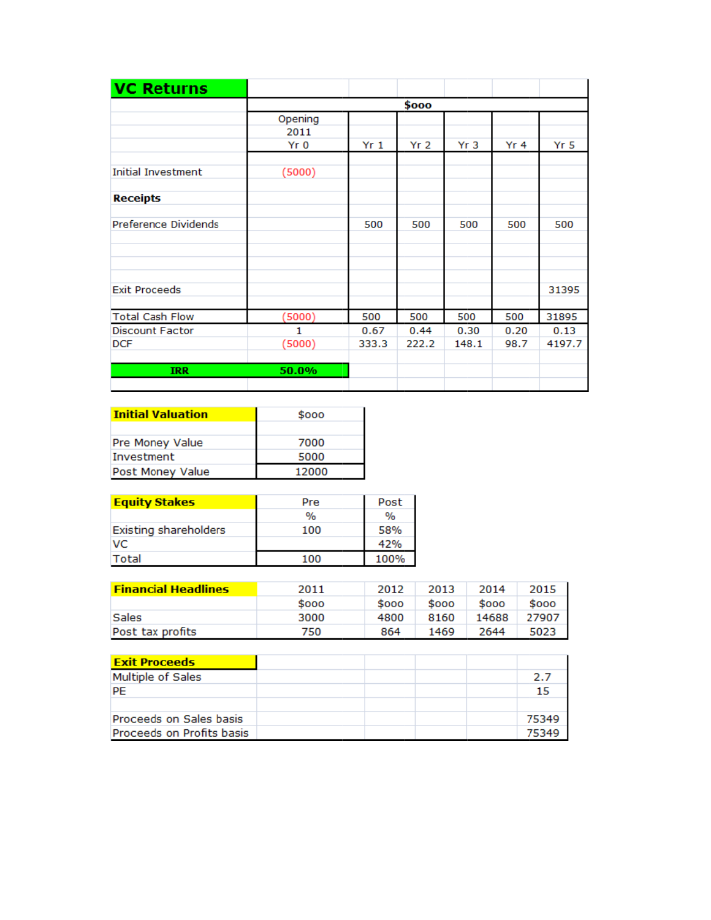## VC Returns

| | $000 | | | | | |
|---|---|---|---|---|---|---|
| | Opening 2011 Yr 0 | Yr 1 | Yr 2 | Yr 3 | Yr 4 | Yr 5 |
| Initial Investment | (5000) | | | | | |
| **Receipts** | | | | | | |
| Preference Dividends | | 500 | 500 | 500 | 500 | 500 |
| Exit Proceeds | | | | | | 31395 |
| Total Cash Flow | (5000) | 500 | 500 | 500 | 500 | 31895 |
| Discount Factor | 1 | 0.67 | 0.44 | 0.30 | 0.20 | 0.13 |
| DCF | (5000) | 333.3 | 222.2 | 148.1 | 98.7 | 4197.7 |
| **IRR** | **50.0%** | | | | | |

| **Initial Valuation** | $000 |
|---|---|
| Pre Money Value | 7000 |
| Investment | 5000 |
| Post Money Value | 12000 |

| **Equity Stakes** | Pre % | Post % |
|---|---|---|
| Existing shareholders | 100 | 58% |
| VC | | 42% |
| Total | 100 | 100% |

| **Financial Headlines** | 2011 | 2012 | 2013 | 2014 | 2015 |
|---|---|---|---|---|---|
| | $000 | $000 | $000 | $000 | $000 |
| Sales | 3000 | 4800 | 8160 | 14688 | 27907 |
| Post tax profits | 750 | 864 | 1469 | 2644 | 5023 |

| **Exit Proceeds** | | | | | |
|---|---|---|---|---|---|
| Multiple of Sales | | | | | 2.7 |
| PE | | | | | 15 |
| Proceeds on Sales basis | | | | | 75349 |
| Proceeds on Profits basis | | | | | 75349 |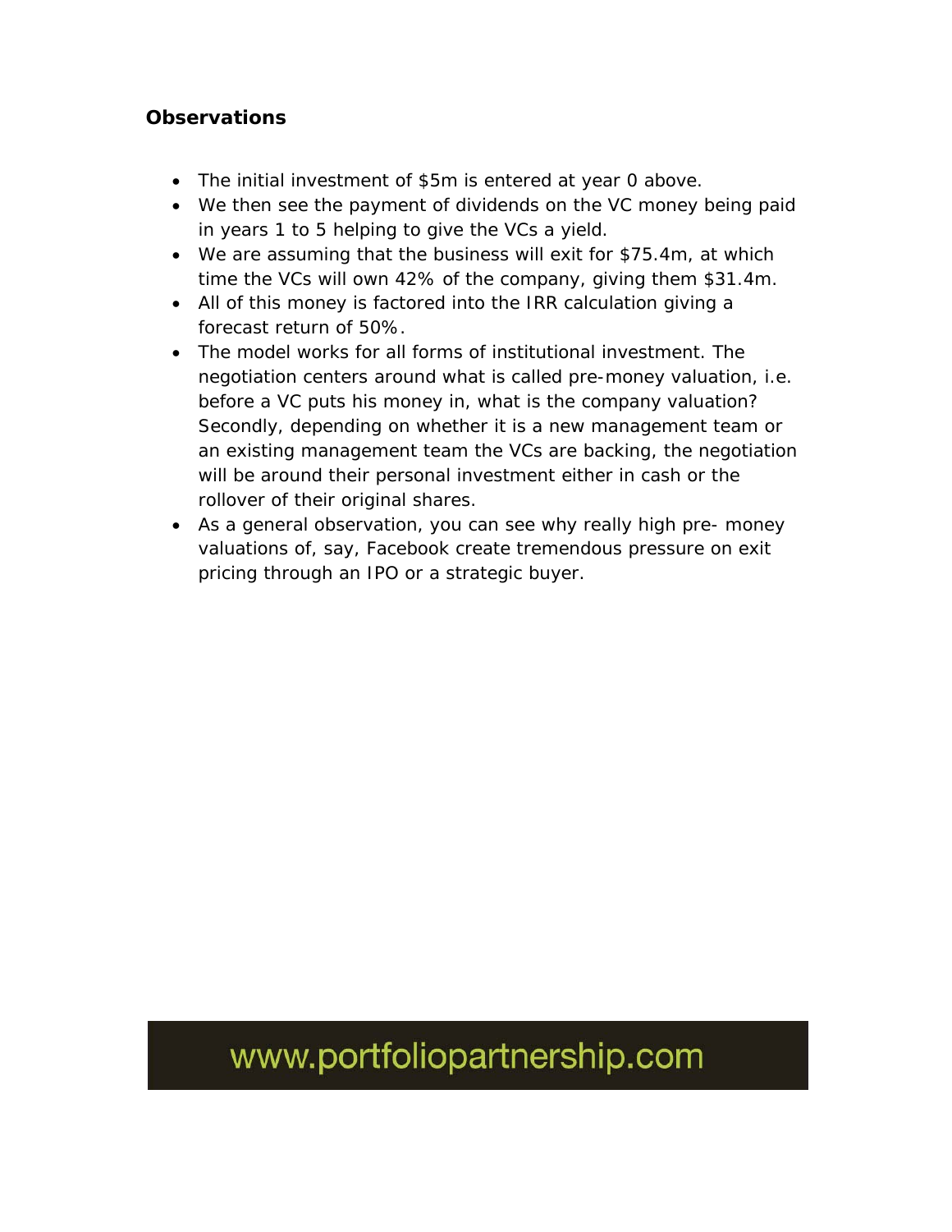**Observations**

- The initial investment of $5m is entered at year 0 above.
- We then see the payment of dividends on the VC money being paid in years 1 to 5 helping to give the VCs a yield.
- We are assuming that the business will exit for $75.4m, at which time the VCs will own 42% of the company, giving them $31.4m.
- All of this money is factored into the IRR calculation giving a forecast return of 50%.
- The model works for all forms of institutional investment. The negotiation centers around what is called pre-money valuation, i.e. before a VC puts his money in, what is the company valuation? Secondly, depending on whether it is a new management team or an existing management team the VCs are backing, the negotiation will be around their personal investment either in cash or the rollover of their original shares.
- As a general observation, you can see why really high pre- money valuations of, say, Facebook create tremendous pressure on exit pricing through an IPO or a strategic buyer.